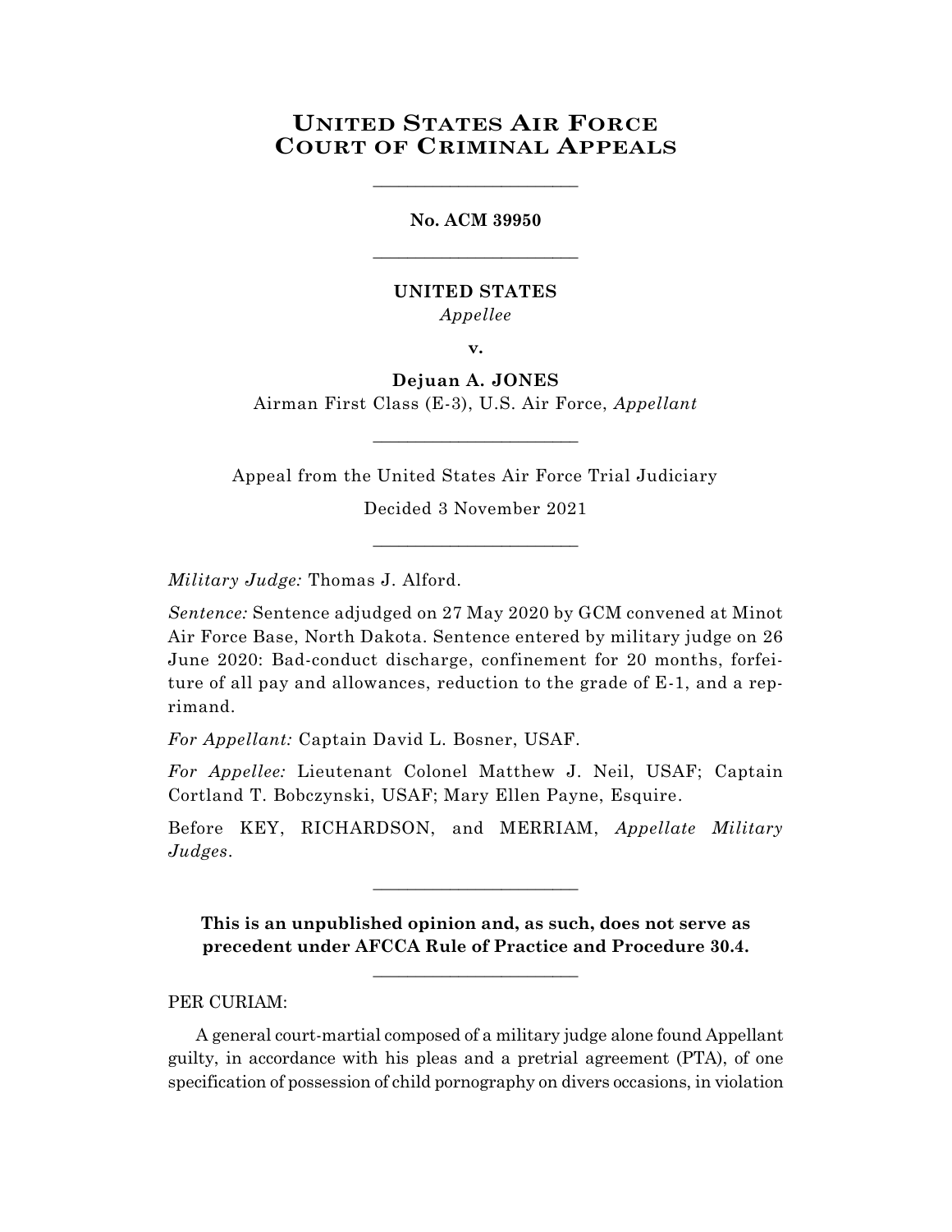# United States Air Force Court of Criminal Appeals

---

**No. ACM 39950**

---

**UNITED STATES**
*Appellee*

**v.**

**Dejuan A. JONES**
Airman First Class (E-3), U.S. Air Force, *Appellant*

---

Appeal from the United States Air Force Trial Judiciary

Decided 3 November 2021

---

*Military Judge:* Thomas J. Alford.

*Sentence:* Sentence adjudged on 27 May 2020 by GCM convened at Minot Air Force Base, North Dakota. Sentence entered by military judge on 26 June 2020: Bad-conduct discharge, confinement for 20 months, forfeiture of all pay and allowances, reduction to the grade of E-1, and a reprimand.

*For Appellant:* Captain David L. Bosner, USAF.

*For Appellee:* Lieutenant Colonel Matthew J. Neil, USAF; Captain Cortland T. Bobczynski, USAF; Mary Ellen Payne, Esquire.

Before KEY, RICHARDSON, and MERRIAM, *Appellate Military Judges*.

---

**This is an unpublished opinion and, as such, does not serve as precedent under AFCCA Rule of Practice and Procedure 30.4.**

---

PER CURIAM:

A general court-martial composed of a military judge alone found Appellant guilty, in accordance with his pleas and a pretrial agreement (PTA), of one specification of possession of child pornography on divers occasions, in violation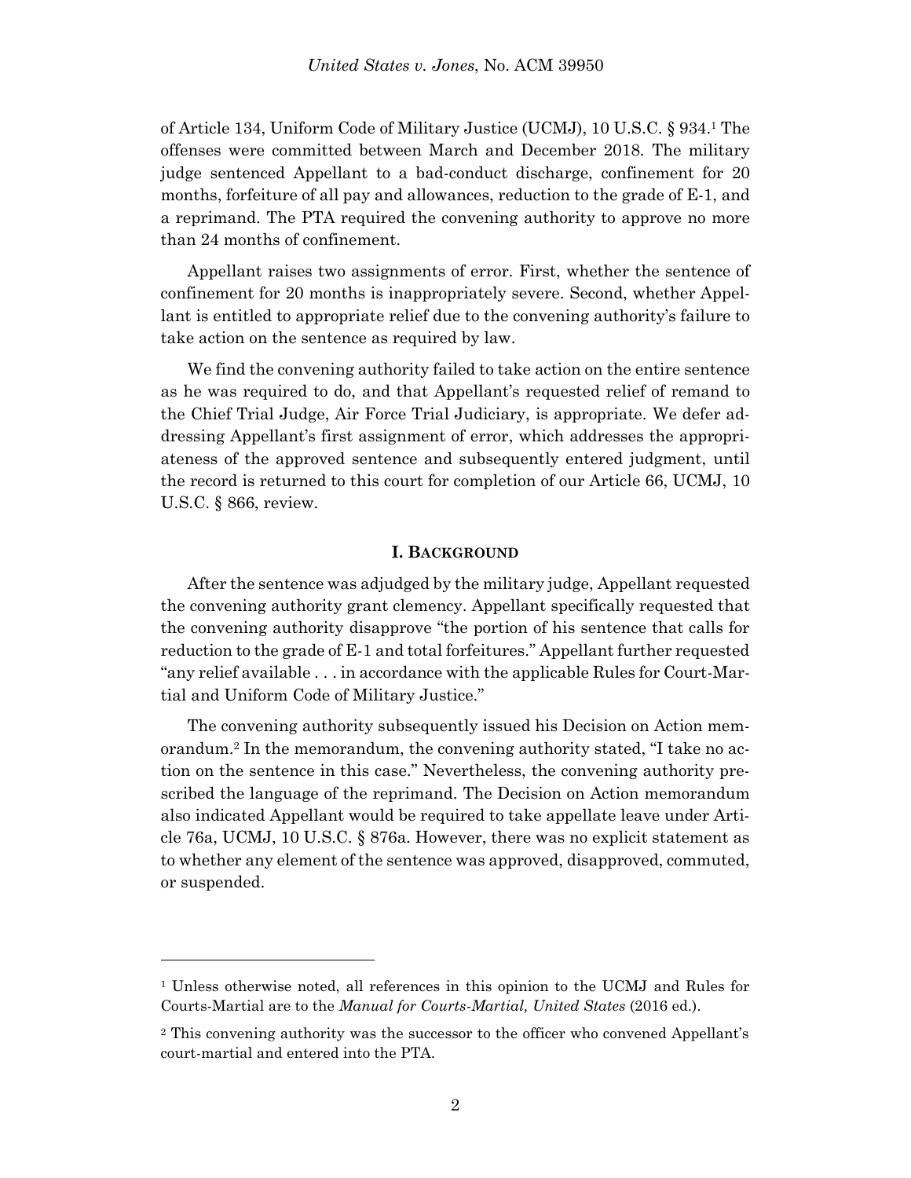of Article 134, Uniform Code of Military Justice (UCMJ), 10 U.S.C. § 934.[1] The offenses were committed between March and December 2018. The military judge sentenced Appellant to a bad-conduct discharge, confinement for 20 months, forfeiture of all pay and allowances, reduction to the grade of E-1, and a reprimand. The PTA required the convening authority to approve no more than 24 months of confinement.

Appellant raises two assignments of error. First, whether the sentence of confinement for 20 months is inappropriately severe. Second, whether Appellant is entitled to appropriate relief due to the convening authority's failure to take action on the sentence as required by law.

We find the convening authority failed to take action on the entire sentence as he was required to do, and that Appellant's requested relief of remand to the Chief Trial Judge, Air Force Trial Judiciary, is appropriate. We defer addressing Appellant's first assignment of error, which addresses the appropriateness of the approved sentence and subsequently entered judgment, until the record is returned to this court for completion of our Article 66, UCMJ, 10 U.S.C. § 866, review.

## I. BACKGROUND

After the sentence was adjudged by the military judge, Appellant requested the convening authority grant clemency. Appellant specifically requested that the convening authority disapprove "the portion of his sentence that calls for reduction to the grade of E-1 and total forfeitures." Appellant further requested "any relief available . . . in accordance with the applicable Rules for Court-Martial and Uniform Code of Military Justice."

The convening authority subsequently issued his Decision on Action memorandum.[2] In the memorandum, the convening authority stated, "I take no action on the sentence in this case." Nevertheless, the convening authority prescribed the language of the reprimand. The Decision on Action memorandum also indicated Appellant would be required to take appellate leave under Article 76a, UCMJ, 10 U.S.C. § 876a. However, there was no explicit statement as to whether any element of the sentence was approved, disapproved, commuted, or suspended.

---

[1] Unless otherwise noted, all references in this opinion to the UCMJ and Rules for Courts-Martial are to the *Manual for Courts-Martial, United States* (2016 ed.).

[2] This convening authority was the successor to the officer who convened Appellant's court-martial and entered into the PTA.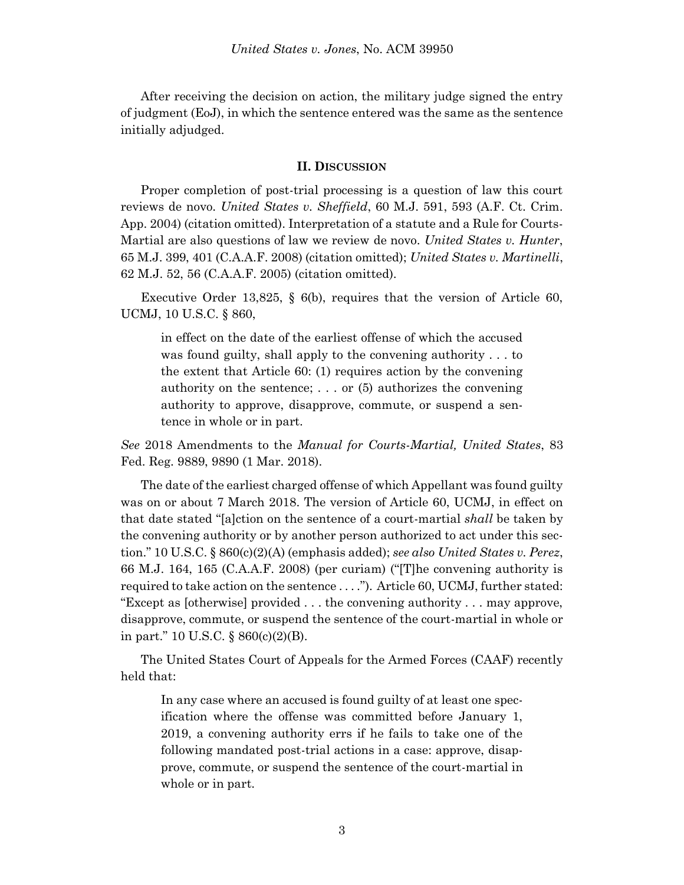After receiving the decision on action, the military judge signed the entry of judgment (EoJ), in which the sentence entered was the same as the sentence initially adjudged.

## II. Discussion

Proper completion of post-trial processing is a question of law this court reviews de novo. *United States v. Sheffield*, 60 M.J. 591, 593 (A.F. Ct. Crim. App. 2004) (citation omitted). Interpretation of a statute and a Rule for Courts-Martial are also questions of law we review de novo. *United States v. Hunter*, 65 M.J. 399, 401 (C.A.A.F. 2008) (citation omitted); *United States v. Martinelli*, 62 M.J. 52, 56 (C.A.A.F. 2005) (citation omitted).

Executive Order 13,825, § 6(b), requires that the version of Article 60, UCMJ, 10 U.S.C. § 860,

> in effect on the date of the earliest offense of which the accused was found guilty, shall apply to the convening authority . . . to the extent that Article 60: (1) requires action by the convening authority on the sentence; . . . or (5) authorizes the convening authority to approve, disapprove, commute, or suspend a sentence in whole or in part.

*See* 2018 Amendments to the *Manual for Courts-Martial, United States*, 83 Fed. Reg. 9889, 9890 (1 Mar. 2018).

The date of the earliest charged offense of which Appellant was found guilty was on or about 7 March 2018. The version of Article 60, UCMJ, in effect on that date stated "[a]ction on the sentence of a court-martial *shall* be taken by the convening authority or by another person authorized to act under this section." 10 U.S.C. § 860(c)(2)(A) (emphasis added); *see also United States v. Perez*, 66 M.J. 164, 165 (C.A.A.F. 2008) (per curiam) ("[T]he convening authority is required to take action on the sentence . . . ."). Article 60, UCMJ, further stated: "Except as [otherwise] provided . . . the convening authority . . . may approve, disapprove, commute, or suspend the sentence of the court-martial in whole or in part." 10 U.S.C. § 860(c)(2)(B).

The United States Court of Appeals for the Armed Forces (CAAF) recently held that:

> In any case where an accused is found guilty of at least one specification where the offense was committed before January 1, 2019, a convening authority errs if he fails to take one of the following mandated post-trial actions in a case: approve, disapprove, commute, or suspend the sentence of the court-martial in whole or in part.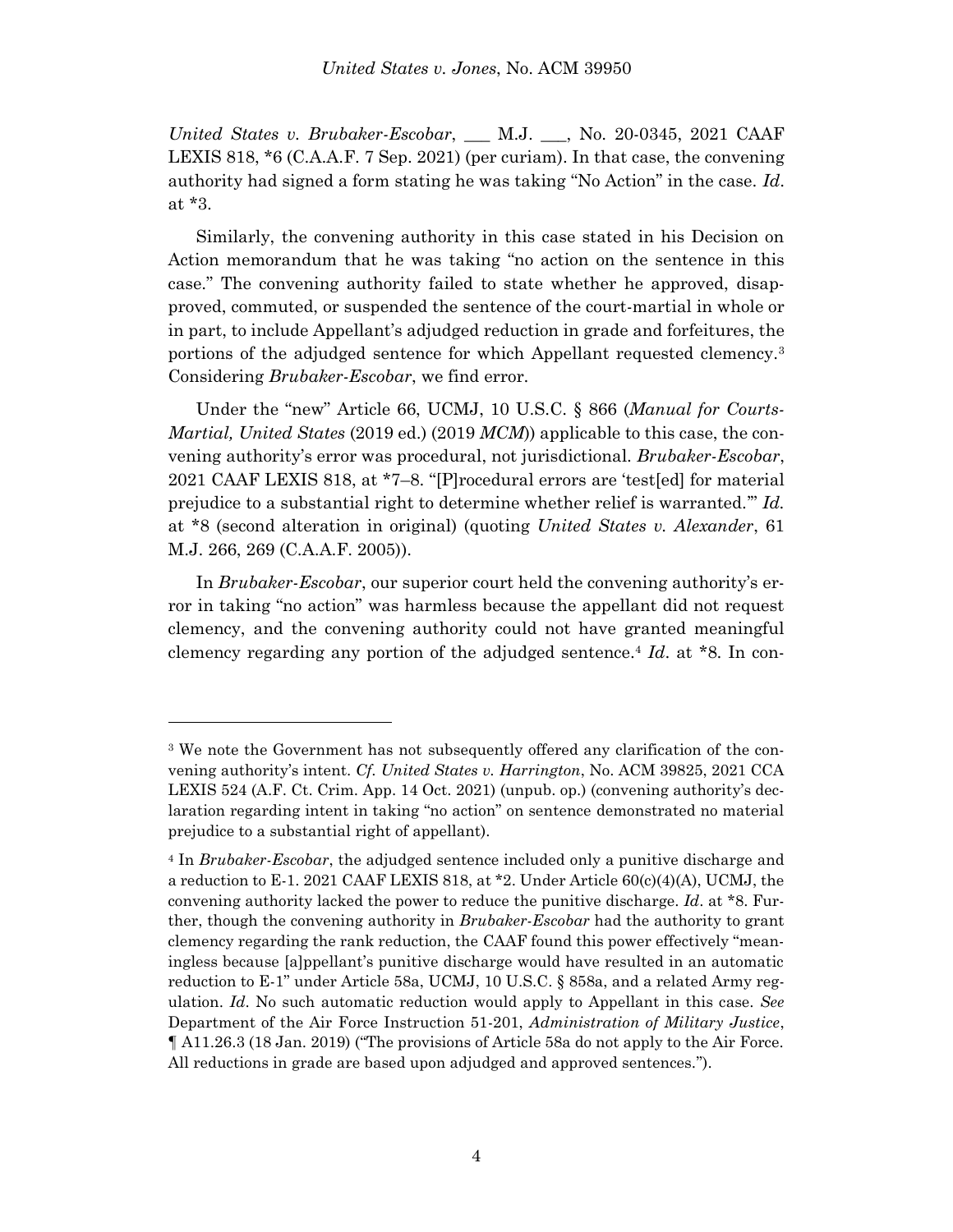*United States v. Brubaker-Escobar*, ___ M.J. ___, No. 20-0345, 2021 CAAF LEXIS 818, *6 (C.A.A.F. 7 Sep. 2021) (per curiam). In that case, the convening authority had signed a form stating he was taking "No Action" in the case. *Id*. at *3.

Similarly, the convening authority in this case stated in his Decision on Action memorandum that he was taking "no action on the sentence in this case." The convening authority failed to state whether he approved, disapproved, commuted, or suspended the sentence of the court-martial in whole or in part, to include Appellant's adjudged reduction in grade and forfeitures, the portions of the adjudged sentence for which Appellant requested clemency.[3] Considering *Brubaker-Escobar*, we find error.

Under the "new" Article 66, UCMJ, 10 U.S.C. § 866 (*Manual for Courts-Martial, United States* (2019 ed.) (2019 *MCM*)) applicable to this case, the convening authority's error was procedural, not jurisdictional. *Brubaker-Escobar*, 2021 CAAF LEXIS 818, at *7–8. "[P]rocedural errors are 'test[ed] for material prejudice to a substantial right to determine whether relief is warranted.'" *Id.* at *8 (second alteration in original) (quoting *United States v. Alexander*, 61 M.J. 266, 269 (C.A.A.F. 2005)).

In *Brubaker-Escobar*, our superior court held the convening authority's error in taking "no action" was harmless because the appellant did not request clemency, and the convening authority could not have granted meaningful clemency regarding any portion of the adjudged sentence.[4] *Id*. at *8. In con-

---

[3] We note the Government has not subsequently offered any clarification of the convening authority's intent. *Cf. United States v. Harrington*, No. ACM 39825, 2021 CCA LEXIS 524 (A.F. Ct. Crim. App. 14 Oct. 2021) (unpub. op.) (convening authority's declaration regarding intent in taking "no action" on sentence demonstrated no material prejudice to a substantial right of appellant).

[4] In *Brubaker-Escobar*, the adjudged sentence included only a punitive discharge and a reduction to E-1. 2021 CAAF LEXIS 818, at *2. Under Article 60(c)(4)(A), UCMJ, the convening authority lacked the power to reduce the punitive discharge. *Id*. at *8. Further, though the convening authority in *Brubaker-Escobar* had the authority to grant clemency regarding the rank reduction, the CAAF found this power effectively "meaningless because [a]ppellant's punitive discharge would have resulted in an automatic reduction to E-1" under Article 58a, UCMJ, 10 U.S.C. § 858a, and a related Army regulation. *Id*. No such automatic reduction would apply to Appellant in this case. *See* Department of the Air Force Instruction 51-201, *Administration of Military Justice*, ¶ A11.26.3 (18 Jan. 2019) ("The provisions of Article 58a do not apply to the Air Force. All reductions in grade are based upon adjudged and approved sentences.").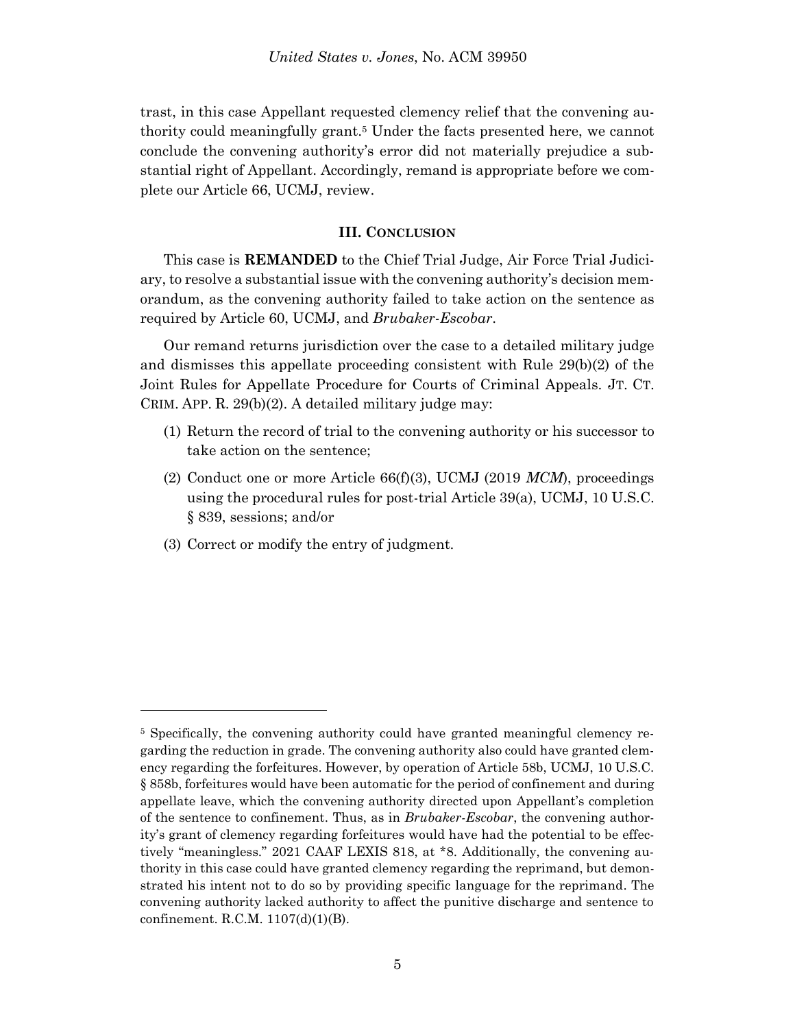trast, in this case Appellant requested clemency relief that the convening authority could meaningfully grant.[5] Under the facts presented here, we cannot conclude the convening authority's error did not materially prejudice a substantial right of Appellant. Accordingly, remand is appropriate before we complete our Article 66, UCMJ, review.

### III. CONCLUSION

This case is **REMANDED** to the Chief Trial Judge, Air Force Trial Judiciary, to resolve a substantial issue with the convening authority's decision memorandum, as the convening authority failed to take action on the sentence as required by Article 60, UCMJ, and *Brubaker-Escobar*.

Our remand returns jurisdiction over the case to a detailed military judge and dismisses this appellate proceeding consistent with Rule 29(b)(2) of the Joint Rules for Appellate Procedure for Courts of Criminal Appeals. JT. CT. CRIM. APP. R. 29(b)(2). A detailed military judge may:

(1) Return the record of trial to the convening authority or his successor to take action on the sentence;

(2) Conduct one or more Article 66(f)(3), UCMJ (2019 *MCM*), proceedings using the procedural rules for post-trial Article 39(a), UCMJ, 10 U.S.C. § 839, sessions; and/or

(3) Correct or modify the entry of judgment.

---

[5] Specifically, the convening authority could have granted meaningful clemency regarding the reduction in grade. The convening authority also could have granted clemency regarding the forfeitures. However, by operation of Article 58b, UCMJ, 10 U.S.C. § 858b, forfeitures would have been automatic for the period of confinement and during appellate leave, which the convening authority directed upon Appellant's completion of the sentence to confinement. Thus, as in *Brubaker-Escobar*, the convening authority's grant of clemency regarding forfeitures would have had the potential to be effectively "meaningless." 2021 CAAF LEXIS 818, at *8. Additionally, the convening authority in this case could have granted clemency regarding the reprimand, but demonstrated his intent not to do so by providing specific language for the reprimand. The convening authority lacked authority to affect the punitive discharge and sentence to confinement. R.C.M. 1107(d)(1)(B).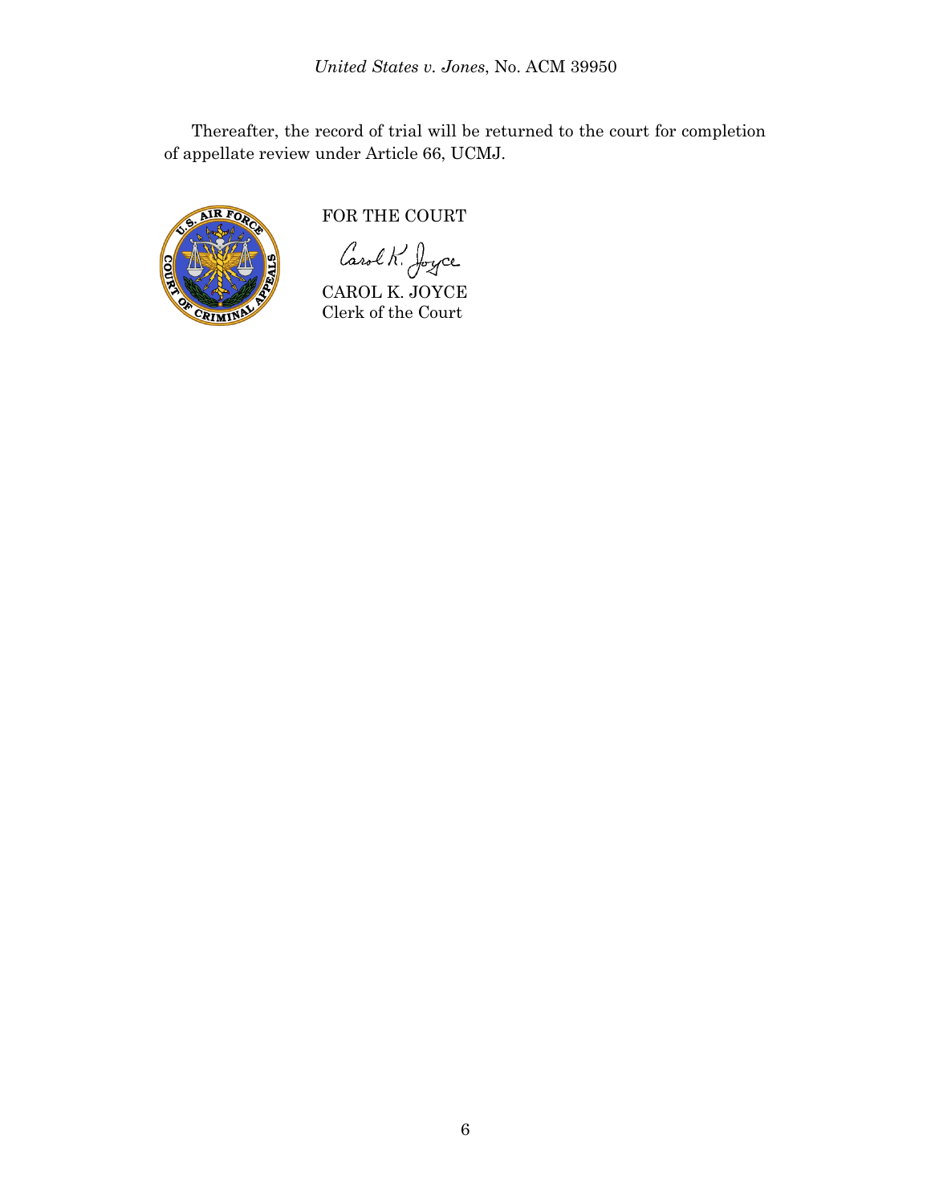Thereafter, the record of trial will be returned to the court for completion of appellate review under Article 66, UCMJ.

FOR THE COURT

CAROL K. JOYCE
Clerk of the Court